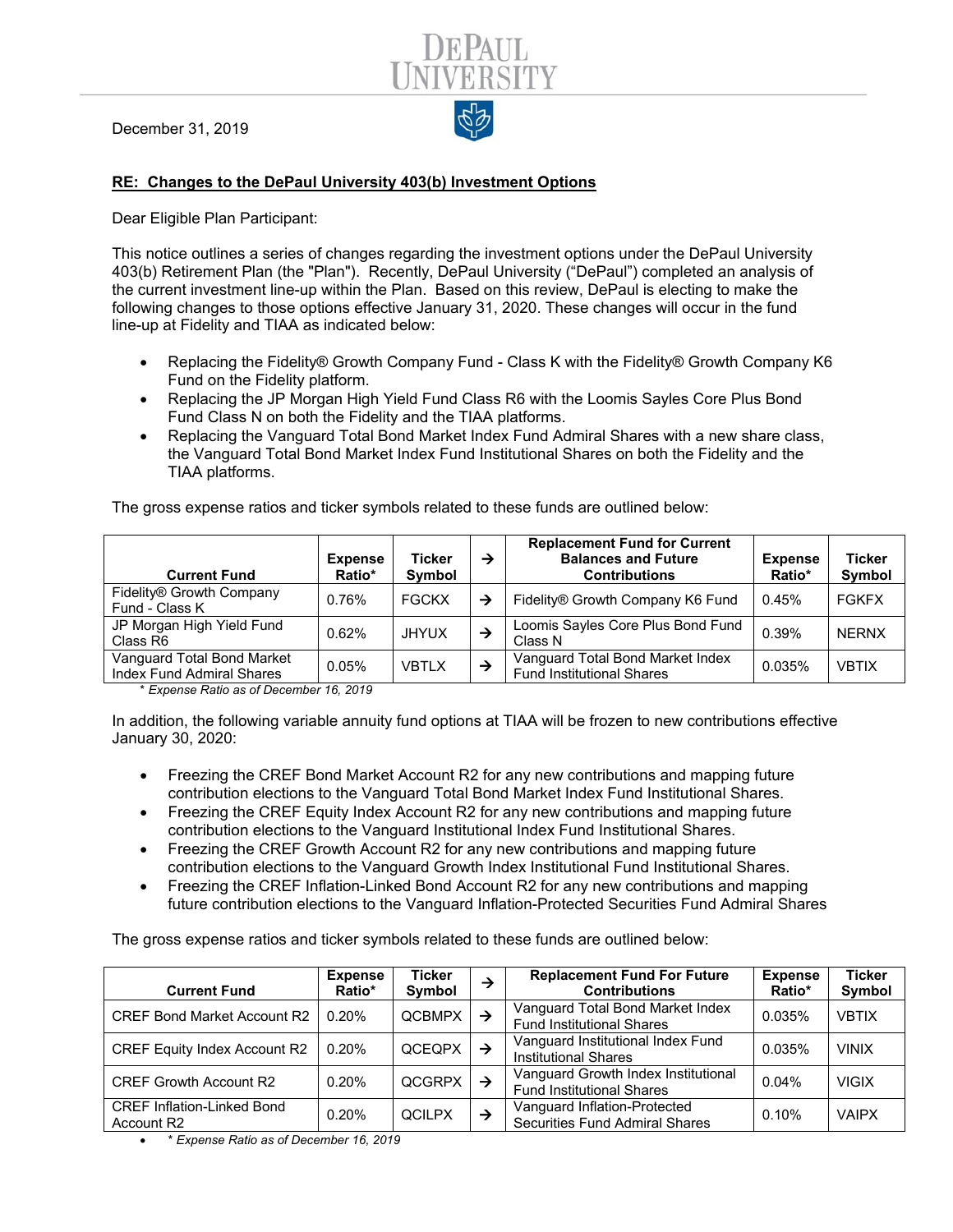DePaul University

December 31, 2019

**RE: Changes to the DePaul University 403(b) Investment Options**

Dear Eligible Plan Participant:

This notice outlines a series of changes regarding the investment options under the DePaul University 403(b) Retirement Plan (the "Plan"). Recently, DePaul University ("DePaul") completed an analysis of the current investment line-up within the Plan. Based on this review, DePaul is electing to make the following changes to those options effective January 31, 2020. These changes will occur in the fund line-up at Fidelity and TIAA as indicated below:

- Replacing the Fidelity® Growth Company Fund - Class K with the Fidelity® Growth Company K6 Fund on the Fidelity platform.
- Replacing the JP Morgan High Yield Fund Class R6 with the Loomis Sayles Core Plus Bond Fund Class N on both the Fidelity and the TIAA platforms.
- Replacing the Vanguard Total Bond Market Index Fund Admiral Shares with a new share class, the Vanguard Total Bond Market Index Fund Institutional Shares on both the Fidelity and the TIAA platforms.

The gross expense ratios and ticker symbols related to these funds are outlined below:

| Current Fund | Expense Ratio* | Ticker Symbol | → | Replacement Fund for Current Balances and Future Contributions | Expense Ratio* | Ticker Symbol |
|---|---|---|---|---|---|---|
| Fidelity® Growth Company Fund - Class K | 0.76% | FGCKX | → | Fidelity® Growth Company K6 Fund | 0.45% | FGKFX |
| JP Morgan High Yield Fund Class R6 | 0.62% | JHYUX | → | Loomis Sayles Core Plus Bond Fund Class N | 0.39% | NERNX |
| Vanguard Total Bond Market Index Fund Admiral Shares | 0.05% | VBTLX | → | Vanguard Total Bond Market Index Fund Institutional Shares | 0.035% | VBTIX |

*\* Expense Ratio as of December 16, 2019*

In addition, the following variable annuity fund options at TIAA will be frozen to new contributions effective January 30, 2020:

- Freezing the CREF Bond Market Account R2 for any new contributions and mapping future contribution elections to the Vanguard Total Bond Market Index Fund Institutional Shares.
- Freezing the CREF Equity Index Account R2 for any new contributions and mapping future contribution elections to the Vanguard Institutional Index Fund Institutional Shares.
- Freezing the CREF Growth Account R2 for any new contributions and mapping future contribution elections to the Vanguard Growth Index Institutional Fund Institutional Shares.
- Freezing the CREF Inflation-Linked Bond Account R2 for any new contributions and mapping future contribution elections to the Vanguard Inflation-Protected Securities Fund Admiral Shares

The gross expense ratios and ticker symbols related to these funds are outlined below:

| Current Fund | Expense Ratio* | Ticker Symbol | → | Replacement Fund For Future Contributions | Expense Ratio* | Ticker Symbol |
|---|---|---|---|---|---|---|
| CREF Bond Market Account R2 | 0.20% | QCBMPX | → | Vanguard Total Bond Market Index Fund Institutional Shares | 0.035% | VBTIX |
| CREF Equity Index Account R2 | 0.20% | QCEQPX | → | Vanguard Institutional Index Fund Institutional Shares | 0.035% | VINIX |
| CREF Growth Account R2 | 0.20% | QCGRPX | → | Vanguard Growth Index Institutional Fund Institutional Shares | 0.04% | VIGIX |
| CREF Inflation-Linked Bond Account R2 | 0.20% | QCILPX | → | Vanguard Inflation-Protected Securities Fund Admiral Shares | 0.10% | VAIPX |

- *\* Expense Ratio as of December 16, 2019*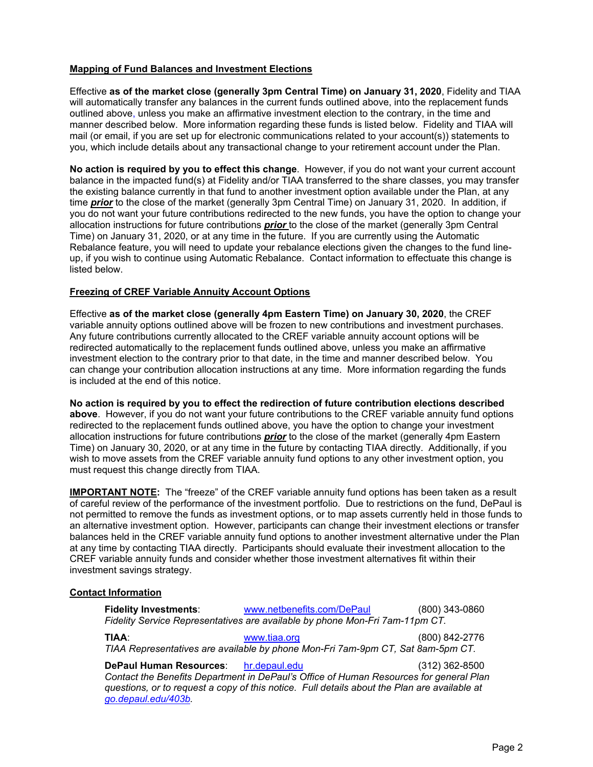**Mapping of Fund Balances and Investment Elections**

Effective **as of the market close (generally 3pm Central Time) on January 31, 2020**, Fidelity and TIAA will automatically transfer any balances in the current funds outlined above, into the replacement funds outlined above, unless you make an affirmative investment election to the contrary, in the time and manner described below. More information regarding these funds is listed below. Fidelity and TIAA will mail (or email, if you are set up for electronic communications related to your account(s)) statements to you, which include details about any transactional change to your retirement account under the Plan.

**No action is required by you to effect this change**. However, if you do not want your current account balance in the impacted fund(s) at Fidelity and/or TIAA transferred to the share classes, you may transfer the existing balance currently in that fund to another investment option available under the Plan, at any time ***prior*** to the close of the market (generally 3pm Central Time) on January 31, 2020. In addition, if you do not want your future contributions redirected to the new funds, you have the option to change your allocation instructions for future contributions ***prior*** to the close of the market (generally 3pm Central Time) on January 31, 2020, or at any time in the future. If you are currently using the Automatic Rebalance feature, you will need to update your rebalance elections given the changes to the fund line-up, if you wish to continue using Automatic Rebalance. Contact information to effectuate this change is listed below.

**Freezing of CREF Variable Annuity Account Options**

Effective **as of the market close (generally 4pm Eastern Time) on January 30, 2020**, the CREF variable annuity options outlined above will be frozen to new contributions and investment purchases. Any future contributions currently allocated to the CREF variable annuity account options will be redirected automatically to the replacement funds outlined above, unless you make an affirmative investment election to the contrary prior to that date, in the time and manner described below. You can change your contribution allocation instructions at any time. More information regarding the funds is included at the end of this notice.

**No action is required by you to effect the redirection of future contribution elections described above**. However, if you do not want your future contributions to the CREF variable annuity fund options redirected to the replacement funds outlined above, you have the option to change your investment allocation instructions for future contributions ***prior*** to the close of the market (generally 4pm Eastern Time) on January 30, 2020, or at any time in the future by contacting TIAA directly. Additionally, if you wish to move assets from the CREF variable annuity fund options to any other investment option, you must request this change directly from TIAA.

**IMPORTANT NOTE:** The "freeze" of the CREF variable annuity fund options has been taken as a result of careful review of the performance of the investment portfolio. Due to restrictions on the fund, DePaul is not permitted to remove the funds as investment options, or to map assets currently held in those funds to an alternative investment option. However, participants can change their investment elections or transfer balances held in the CREF variable annuity fund options to another investment alternative under the Plan at any time by contacting TIAA directly. Participants should evaluate their investment allocation to the CREF variable annuity funds and consider whether those investment alternatives fit within their investment savings strategy.

**Contact Information**

**Fidelity Investments**: www.netbenefits.com/DePaul (800) 343-0860
*Fidelity Service Representatives are available by phone Mon-Fri 7am-11pm CT.*

**TIAA**: www.tiaa.org (800) 842-2776
*TIAA Representatives are available by phone Mon-Fri 7am-9pm CT, Sat 8am-5pm CT.*

**DePaul Human Resources**: hr.depaul.edu (312) 362-8500
*Contact the Benefits Department in DePaul's Office of Human Resources for general Plan questions, or to request a copy of this notice. Full details about the Plan are available at go.depaul.edu/403b.*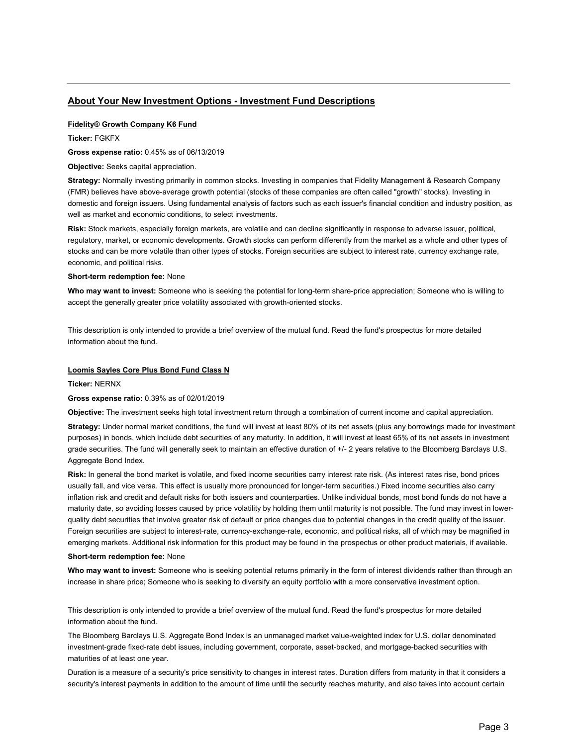## About Your New Investment Options - Investment Fund Descriptions

### Fidelity® Growth Company K6 Fund

**Ticker:** FGKFX

**Gross expense ratio:** 0.45% as of 06/13/2019

**Objective:** Seeks capital appreciation.

**Strategy:** Normally investing primarily in common stocks. Investing in companies that Fidelity Management & Research Company (FMR) believes have above-average growth potential (stocks of these companies are often called "growth" stocks). Investing in domestic and foreign issuers. Using fundamental analysis of factors such as each issuer's financial condition and industry position, as well as market and economic conditions, to select investments.

**Risk:** Stock markets, especially foreign markets, are volatile and can decline significantly in response to adverse issuer, political, regulatory, market, or economic developments. Growth stocks can perform differently from the market as a whole and other types of stocks and can be more volatile than other types of stocks. Foreign securities are subject to interest rate, currency exchange rate, economic, and political risks.

**Short-term redemption fee:** None

**Who may want to invest:** Someone who is seeking the potential for long-term share-price appreciation; Someone who is willing to accept the generally greater price volatility associated with growth-oriented stocks.

This description is only intended to provide a brief overview of the mutual fund. Read the fund's prospectus for more detailed information about the fund.

### Loomis Sayles Core Plus Bond Fund Class N

**Ticker:** NERNX

**Gross expense ratio:** 0.39% as of 02/01/2019

**Objective:** The investment seeks high total investment return through a combination of current income and capital appreciation.

**Strategy:** Under normal market conditions, the fund will invest at least 80% of its net assets (plus any borrowings made for investment purposes) in bonds, which include debt securities of any maturity. In addition, it will invest at least 65% of its net assets in investment grade securities. The fund will generally seek to maintain an effective duration of +/- 2 years relative to the Bloomberg Barclays U.S. Aggregate Bond Index.

**Risk:** In general the bond market is volatile, and fixed income securities carry interest rate risk. (As interest rates rise, bond prices usually fall, and vice versa. This effect is usually more pronounced for longer-term securities.) Fixed income securities also carry inflation risk and credit and default risks for both issuers and counterparties. Unlike individual bonds, most bond funds do not have a maturity date, so avoiding losses caused by price volatility by holding them until maturity is not possible. The fund may invest in lower-quality debt securities that involve greater risk of default or price changes due to potential changes in the credit quality of the issuer. Foreign securities are subject to interest-rate, currency-exchange-rate, economic, and political risks, all of which may be magnified in emerging markets. Additional risk information for this product may be found in the prospectus or other product materials, if available.

**Short-term redemption fee:** None

**Who may want to invest:** Someone who is seeking potential returns primarily in the form of interest dividends rather than through an increase in share price; Someone who is seeking to diversify an equity portfolio with a more conservative investment option.

This description is only intended to provide a brief overview of the mutual fund. Read the fund's prospectus for more detailed information about the fund.

The Bloomberg Barclays U.S. Aggregate Bond Index is an unmanaged market value-weighted index for U.S. dollar denominated investment-grade fixed-rate debt issues, including government, corporate, asset-backed, and mortgage-backed securities with maturities of at least one year.

Duration is a measure of a security's price sensitivity to changes in interest rates. Duration differs from maturity in that it considers a security's interest payments in addition to the amount of time until the security reaches maturity, and also takes into account certain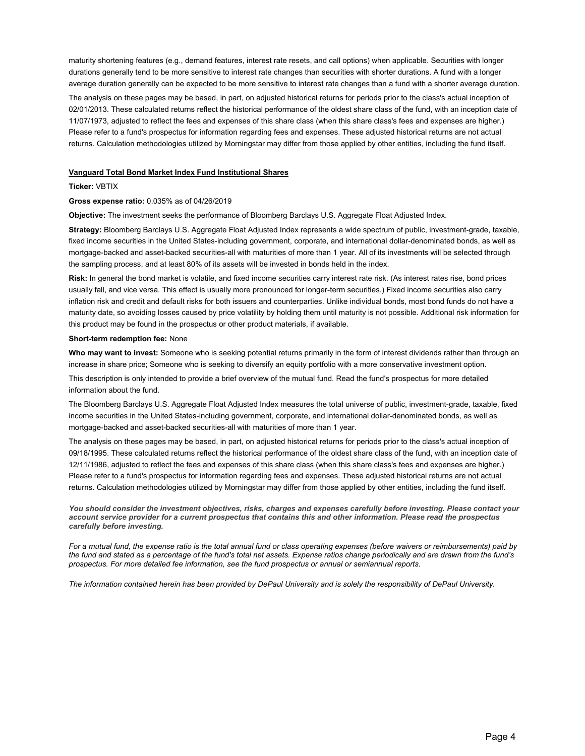maturity shortening features (e.g., demand features, interest rate resets, and call options) when applicable. Securities with longer durations generally tend to be more sensitive to interest rate changes than securities with shorter durations. A fund with a longer average duration generally can be expected to be more sensitive to interest rate changes than a fund with a shorter average duration.

The analysis on these pages may be based, in part, on adjusted historical returns for periods prior to the class's actual inception of 02/01/2013. These calculated returns reflect the historical performance of the oldest share class of the fund, with an inception date of 11/07/1973, adjusted to reflect the fees and expenses of this share class (when this share class's fees and expenses are higher.) Please refer to a fund's prospectus for information regarding fees and expenses. These adjusted historical returns are not actual returns. Calculation methodologies utilized by Morningstar may differ from those applied by other entities, including the fund itself.

**Vanguard Total Bond Market Index Fund Institutional Shares**

**Ticker:** VBTIX

**Gross expense ratio:** 0.035% as of 04/26/2019

**Objective:** The investment seeks the performance of Bloomberg Barclays U.S. Aggregate Float Adjusted Index.

**Strategy:** Bloomberg Barclays U.S. Aggregate Float Adjusted Index represents a wide spectrum of public, investment-grade, taxable, fixed income securities in the United States-including government, corporate, and international dollar-denominated bonds, as well as mortgage-backed and asset-backed securities-all with maturities of more than 1 year. All of its investments will be selected through the sampling process, and at least 80% of its assets will be invested in bonds held in the index.

**Risk:** In general the bond market is volatile, and fixed income securities carry interest rate risk. (As interest rates rise, bond prices usually fall, and vice versa. This effect is usually more pronounced for longer-term securities.) Fixed income securities also carry inflation risk and credit and default risks for both issuers and counterparties. Unlike individual bonds, most bond funds do not have a maturity date, so avoiding losses caused by price volatility by holding them until maturity is not possible. Additional risk information for this product may be found in the prospectus or other product materials, if available.

**Short-term redemption fee:** None

**Who may want to invest:** Someone who is seeking potential returns primarily in the form of interest dividends rather than through an increase in share price; Someone who is seeking to diversify an equity portfolio with a more conservative investment option.

This description is only intended to provide a brief overview of the mutual fund. Read the fund's prospectus for more detailed information about the fund.

The Bloomberg Barclays U.S. Aggregate Float Adjusted Index measures the total universe of public, investment-grade, taxable, fixed income securities in the United States-including government, corporate, and international dollar-denominated bonds, as well as mortgage-backed and asset-backed securities-all with maturities of more than 1 year.

The analysis on these pages may be based, in part, on adjusted historical returns for periods prior to the class's actual inception of 09/18/1995. These calculated returns reflect the historical performance of the oldest share class of the fund, with an inception date of 12/11/1986, adjusted to reflect the fees and expenses of this share class (when this share class's fees and expenses are higher.) Please refer to a fund's prospectus for information regarding fees and expenses. These adjusted historical returns are not actual returns. Calculation methodologies utilized by Morningstar may differ from those applied by other entities, including the fund itself.

***You should consider the investment objectives, risks, charges and expenses carefully before investing. Please contact your account service provider for a current prospectus that contains this and other information. Please read the prospectus carefully before investing.***

*For a mutual fund, the expense ratio is the total annual fund or class operating expenses (before waivers or reimbursements) paid by the fund and stated as a percentage of the fund's total net assets. Expense ratios change periodically and are drawn from the fund's prospectus. For more detailed fee information, see the fund prospectus or annual or semiannual reports.*

*The information contained herein has been provided by DePaul University and is solely the responsibility of DePaul University.*